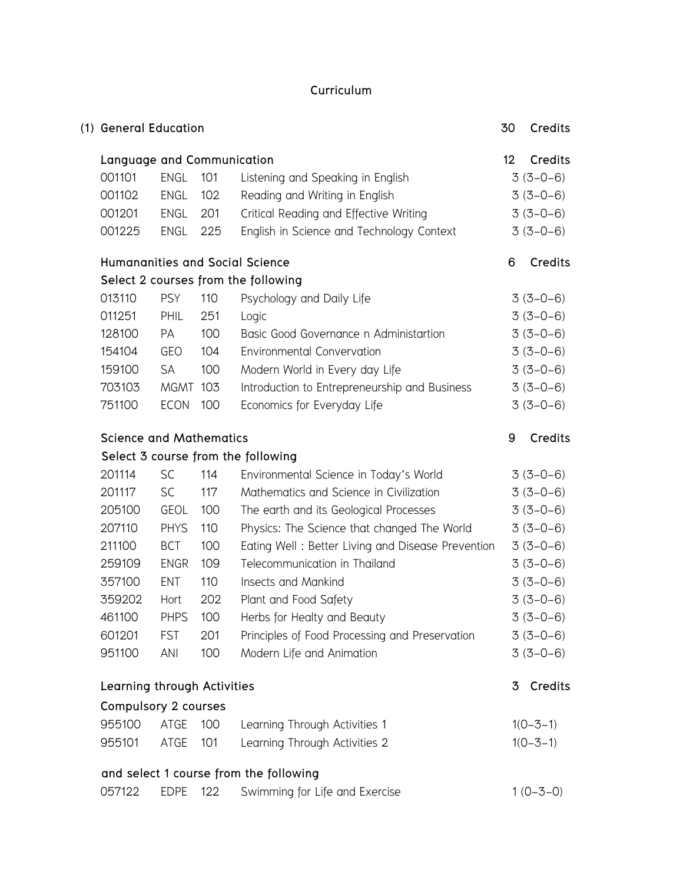# Curriculum

## (1) General Education — 30 Credits

### Language and Communication — 12 Credits

| | | | | |
|---|---|---|---|---|
| 001101 | ENGL | 101 | Listening and Speaking in English | 3 (3-0-6) |
| 001102 | ENGL | 102 | Reading and Writing in English | 3 (3-0-6) |
| 001201 | ENGL | 201 | Critical Reading and Effective Writing | 3 (3-0-6) |
| 001225 | ENGL | 225 | English in Science and Technology Context | 3 (3-0-6) |

### Humananities and Social Science — 6 Credits

Select 2 courses from the following

| | | | | |
|---|---|---|---|---|
| 013110 | PSY | 110 | Psychology and Daily Life | 3 (3-0-6) |
| 011251 | PHIL | 251 | Logic | 3 (3-0-6) |
| 128100 | PA | 100 | Basic Good Governance n Administartion | 3 (3-0-6) |
| 154104 | GEO | 104 | Environmental Convervation | 3 (3-0-6) |
| 159100 | SA | 100 | Modern World in Every day Life | 3 (3-0-6) |
| 703103 | MGMT | 103 | Introduction to Entrepreneurship and Business | 3 (3-0-6) |
| 751100 | ECON | 100 | Economics for Everyday Life | 3 (3-0-6) |

### Science and Mathematics — 9 Credits

Select 3 course from the following

| | | | | |
|---|---|---|---|---|
| 201114 | SC | 114 | Environmental Science in Today's World | 3 (3-0-6) |
| 201117 | SC | 117 | Mathematics and Science in Civilization | 3 (3-0-6) |
| 205100 | GEOL | 100 | The earth and its Geological Processes | 3 (3-0-6) |
| 207110 | PHYS | 110 | Physics: The Science that changed The World | 3 (3-0-6) |
| 211100 | BCT | 100 | Eating Well : Better Living and Disease Prevention | 3 (3-0-6) |
| 259109 | ENGR | 109 | Telecommunication in Thailand | 3 (3-0-6) |
| 357100 | ENT | 110 | Insects and Mankind | 3 (3-0-6) |
| 359202 | Hort | 202 | Plant and Food Safety | 3 (3-0-6) |
| 461100 | PHPS | 100 | Herbs for Healty and Beauty | 3 (3-0-6) |
| 601201 | FST | 201 | Principles of Food Processing and Preservation | 3 (3-0-6) |
| 951100 | ANI | 100 | Modern Life and Animation | 3 (3-0-6) |

### Learning through Activities — 3 Credits

Compulsory 2 courses

| | | | | |
|---|---|---|---|---|
| 955100 | ATGE | 100 | Learning Through Activities 1 | 1(0-3-1) |
| 955101 | ATGE | 101 | Learning Through Activities 2 | 1(0-3-1) |

and select 1 course from the following

| | | | | |
|---|---|---|---|---|
| 057122 | EDPE | 122 | Swimming for Life and Exercise | 1 (0-3-0) |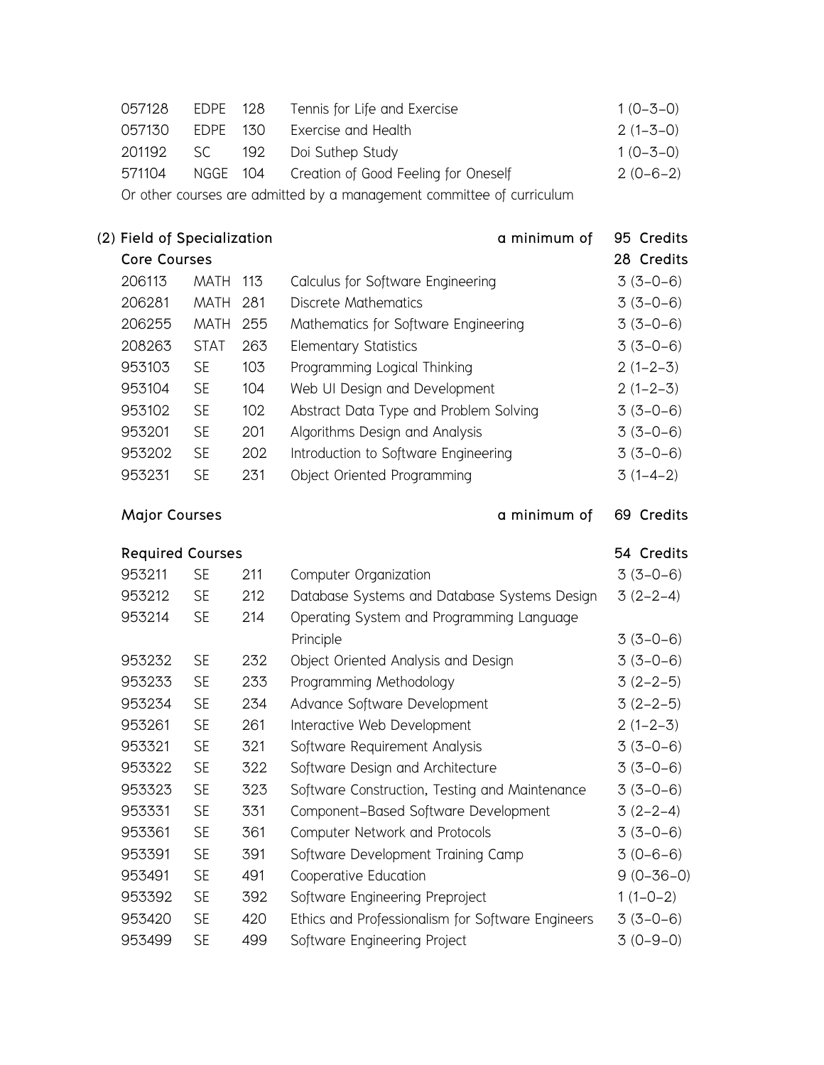| | | | | |
|---|---|---|---|---|
| 057128 | EDPE | 128 | Tennis for Life and Exercise | 1 (0-3-0) |
| 057130 | EDPE | 130 | Exercise and Health | 2 (1-3-0) |
| 201192 | SC | 192 | Doi Suthep Study | 1 (0-3-0) |
| 571104 | NGGE | 104 | Creation of Good Feeling for Oneself | 2 (0-6-2) |

Or other courses are admitted by a management committee of curriculum

**(2) Field of Specialization** a minimum of **95 Credits**

**Core Courses** **28 Credits**

| | | | | |
|---|---|---|---|---|
| 206113 | MATH | 113 | Calculus for Software Engineering | 3 (3-0-6) |
| 206281 | MATH | 281 | Discrete Mathematics | 3 (3-0-6) |
| 206255 | MATH | 255 | Mathematics for Software Engineering | 3 (3-0-6) |
| 208263 | STAT | 263 | Elementary Statistics | 3 (3-0-6) |
| 953103 | SE | 103 | Programming Logical Thinking | 2 (1-2-3) |
| 953104 | SE | 104 | Web UI Design and Development | 2 (1-2-3) |
| 953102 | SE | 102 | Abstract Data Type and Problem Solving | 3 (3-0-6) |
| 953201 | SE | 201 | Algorithms Design and Analysis | 3 (3-0-6) |
| 953202 | SE | 202 | Introduction to Software Engineering | 3 (3-0-6) |
| 953231 | SE | 231 | Object Oriented Programming | 3 (1-4-2) |

**Major Courses** a minimum of **69 Credits**

**Required Courses** **54 Credits**

| | | | | |
|---|---|---|---|---|
| 953211 | SE | 211 | Computer Organization | 3 (3-0-6) |
| 953212 | SE | 212 | Database Systems and Database Systems Design | 3 (2-2-4) |
| 953214 | SE | 214 | Operating System and Programming Language Principle | 3 (3-0-6) |
| 953232 | SE | 232 | Object Oriented Analysis and Design | 3 (3-0-6) |
| 953233 | SE | 233 | Programming Methodology | 3 (2-2-5) |
| 953234 | SE | 234 | Advance Software Development | 3 (2-2-5) |
| 953261 | SE | 261 | Interactive Web Development | 2 (1-2-3) |
| 953321 | SE | 321 | Software Requirement Analysis | 3 (3-0-6) |
| 953322 | SE | 322 | Software Design and Architecture | 3 (3-0-6) |
| 953323 | SE | 323 | Software Construction, Testing and Maintenance | 3 (3-0-6) |
| 953331 | SE | 331 | Component-Based Software Development | 3 (2-2-4) |
| 953361 | SE | 361 | Computer Network and Protocols | 3 (3-0-6) |
| 953391 | SE | 391 | Software Development Training Camp | 3 (0-6-6) |
| 953491 | SE | 491 | Cooperative Education | 9 (0-36-0) |
| 953392 | SE | 392 | Software Engineering Preproject | 1 (1-0-2) |
| 953420 | SE | 420 | Ethics and Professionalism for Software Engineers | 3 (3-0-6) |
| 953499 | SE | 499 | Software Engineering Project | 3 (0-9-0) |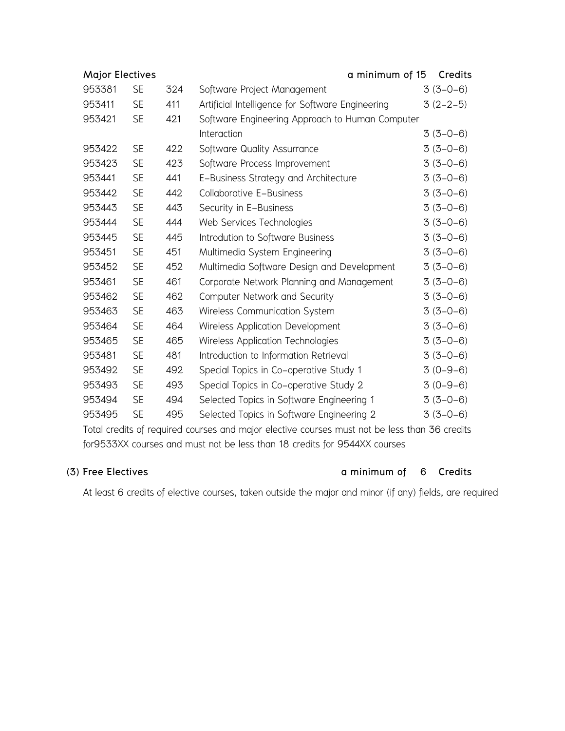**Major Electives** a minimum of 15 Credits

| | | | | |
|---|---|---|---|---|
| 953381 | SE | 324 | Software Project Management | 3 (3-0-6) |
| 953411 | SE | 411 | Artificial Intelligence for Software Engineering | 3 (2-2-5) |
| 953421 | SE | 421 | Software Engineering Approach to Human Computer Interaction | 3 (3-0-6) |
| 953422 | SE | 422 | Software Quality Assurance | 3 (3-0-6) |
| 953423 | SE | 423 | Software Process Improvement | 3 (3-0-6) |
| 953441 | SE | 441 | E-Business Strategy and Architecture | 3 (3-0-6) |
| 953442 | SE | 442 | Collaborative E-Business | 3 (3-0-6) |
| 953443 | SE | 443 | Security in E-Business | 3 (3-0-6) |
| 953444 | SE | 444 | Web Services Technologies | 3 (3-0-6) |
| 953445 | SE | 445 | Introdution to Software Business | 3 (3-0-6) |
| 953451 | SE | 451 | Multimedia System Engineering | 3 (3-0-6) |
| 953452 | SE | 452 | Multimedia Software Design and Development | 3 (3-0-6) |
| 953461 | SE | 461 | Corporate Network Planning and Management | 3 (3-0-6) |
| 953462 | SE | 462 | Computer Network and Security | 3 (3-0-6) |
| 953463 | SE | 463 | Wireless Communication System | 3 (3-0-6) |
| 953464 | SE | 464 | Wireless Application Development | 3 (3-0-6) |
| 953465 | SE | 465 | Wireless Application Technologies | 3 (3-0-6) |
| 953481 | SE | 481 | Introduction to Information Retrieval | 3 (3-0-6) |
| 953492 | SE | 492 | Special Topics in Co-operative Study 1 | 3 (0-9-6) |
| 953493 | SE | 493 | Special Topics in Co-operative Study 2 | 3 (0-9-6) |
| 953494 | SE | 494 | Selected Topics in Software Engineering 1 | 3 (3-0-6) |
| 953495 | SE | 495 | Selected Topics in Software Engineering 2 | 3 (3-0-6) |

Total credits of required courses and major elective courses must not be less than 36 credits for9533XX courses and must not be less than 18 credits for 9544XX courses

**(3) Free Electives** a minimum of 6 Credits

At least 6 credits of elective courses, taken outside the major and minor (if any) fields, are required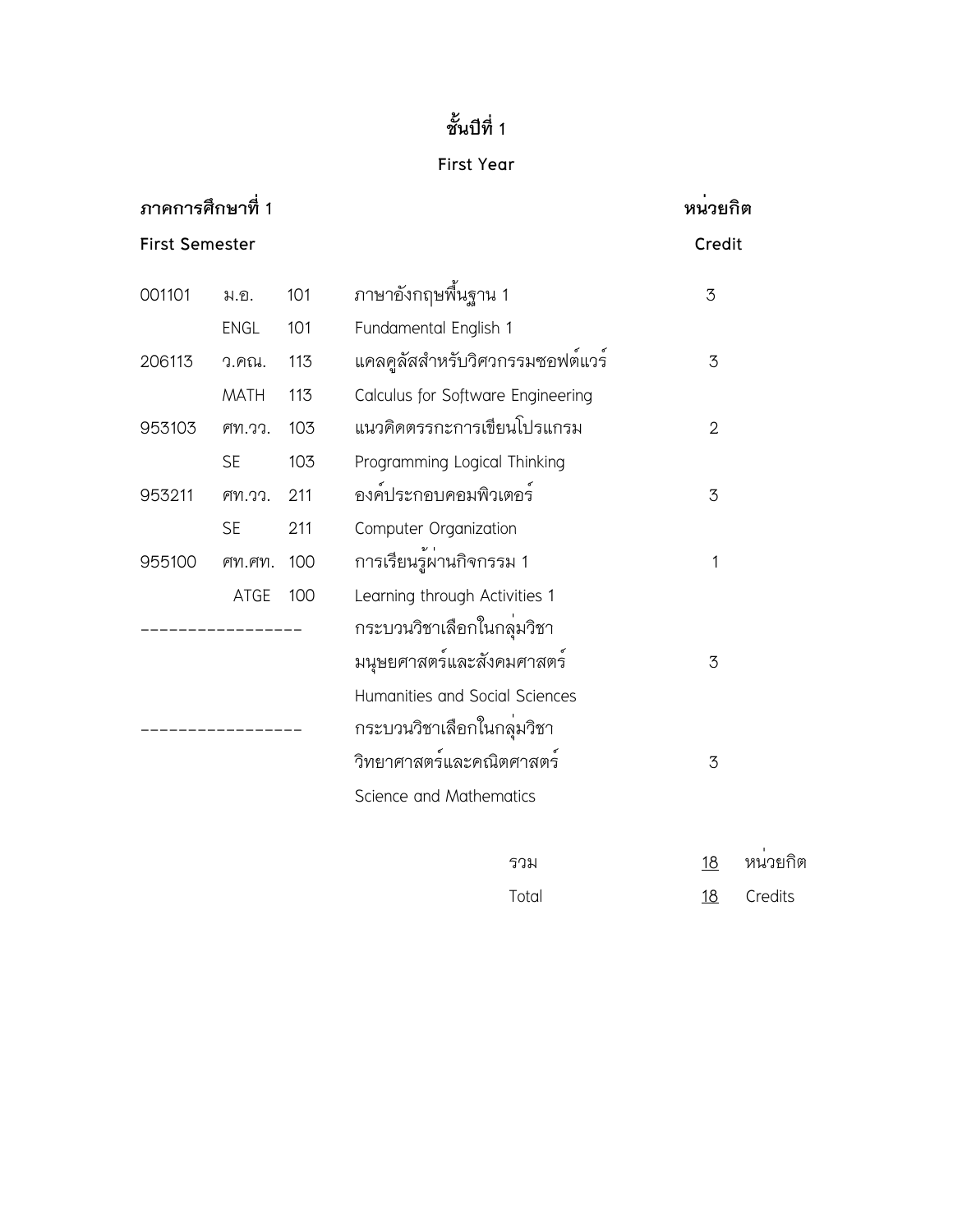# ชั้นปีที่ 1

## First Year

| ภาคการศึกษาที่ 1<br>First Semester | | | | หน่วยกิต<br>Credit |
|---|---|---|---|---|
| 001101 | ม.อ. | 101 | ภาษาอังกฤษพื้นฐาน 1 | 3 |
| | ENGL | 101 | Fundamental English 1 | |
| 206113 | ว.คณ. | 113 | แคลคูลัสสำหรับวิศวกรรมซอฟต์แวร์ | 3 |
| | MATH | 113 | Calculus for Software Engineering | |
| 953103 | ศท.วว. | 103 | แนวคิดตรรกะการเขียนโปรแกรม | 2 |
| | SE | 103 | Programming Logical Thinking | |
| 953211 | ศท.วว. | 211 | องค์ประกอบคอมพิวเตอร์ | 3 |
| | SE | 211 | Computer Organization | |
| 955100 | ศท.ศท. | 100 | การเรียนรู้ผ่านกิจกรรม 1 | 1 |
| | ATGE | 100 | Learning through Activities 1 | |
| ----------------- | | | กระบวนวิชาเลือกในกลุ่มวิชามนุษยศาสตร์และสังคมศาสตร์ | 3 |
| | | | Humanities and Social Sciences | |
| ----------------- | | | กระบวนวิชาเลือกในกลุ่มวิชาวิทยาศาสตร์และคณิตศาสตร์ | 3 |
| | | | Science and Mathematics | |
| | | | รวม | 18 หน่วยกิต |
| | | | Total | 18 Credits |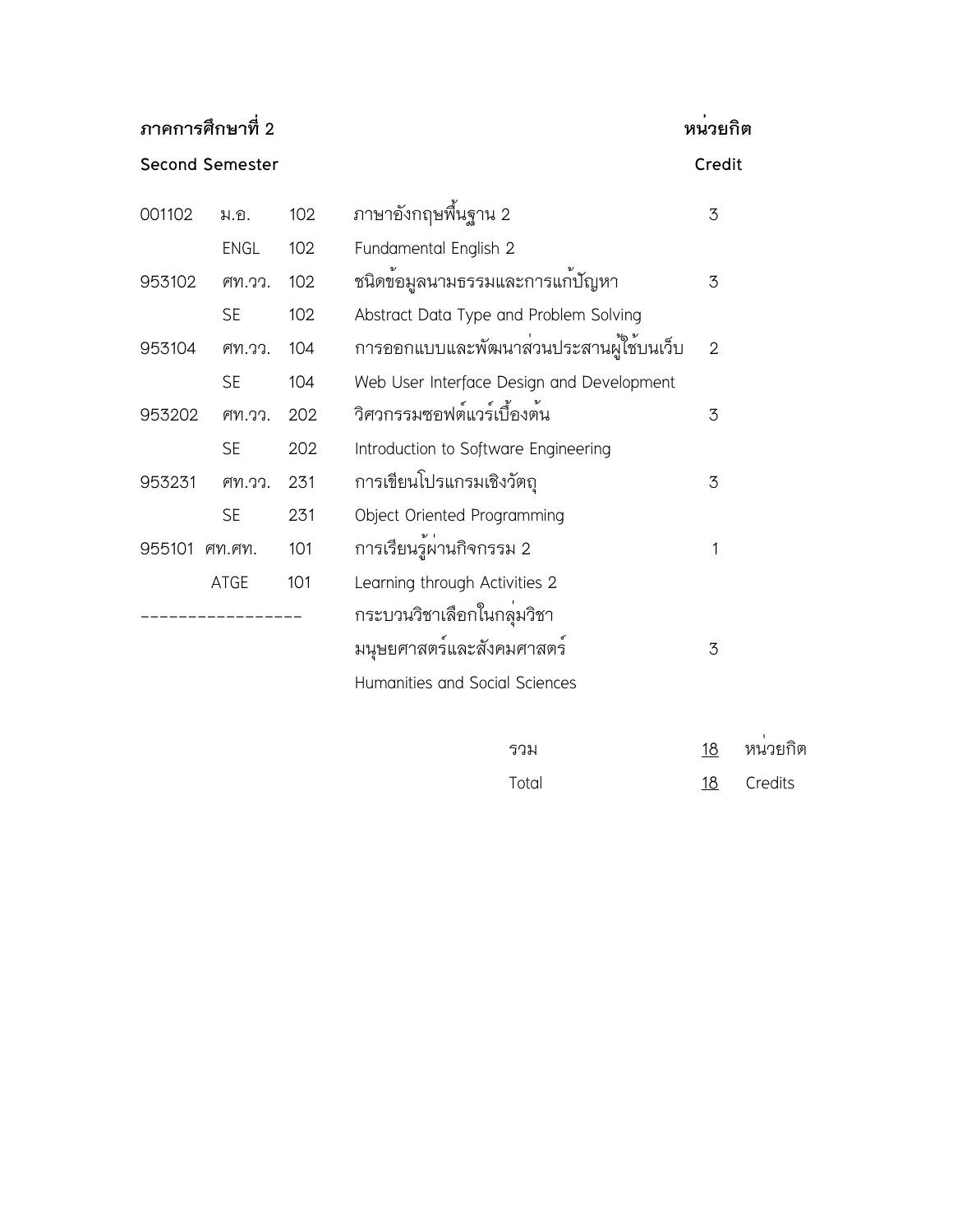**ภาคการศึกษาที่ 2** **หน่วยกิต**

**Second Semester** **Credit**

| | | | | |
|---|---|---|---|---|
| 001102 | ม.อ. | 102 | ภาษาอังกฤษพื้นฐาน 2 | 3 |
| | ENGL | 102 | Fundamental English 2 | |
| 953102 | ศท.วว. | 102 | ชนิดข้อมูลนามธรรมและการแก้ปัญหา | 3 |
| | SE | 102 | Abstract Data Type and Problem Solving | |
| 953104 | ศท.วว. | 104 | การออกแบบและพัฒนาส่วนประสานผู้ใช้บนเว็บ | 2 |
| | SE | 104 | Web User Interface Design and Development | |
| 953202 | ศท.วว. | 202 | วิศวกรรมซอฟต์แวร์เบื้องต้น | 3 |
| | SE | 202 | Introduction to Software Engineering | |
| 953231 | ศท.วว. | 231 | การเขียนโปรแกรมเชิงวัตถุ | 3 |
| | SE | 231 | Object Oriented Programming | |
| 955101 | ศท.ศท. | 101 | การเรียนรู้ผ่านกิจกรรม 2 | 1 |
| | ATGE | 101 | Learning through Activities 2 | |
| ---------------- | | | กระบวนวิชาเลือกในกลุ่มวิชามนุษยศาสตร์และสังคมศาสตร์ | 3 |
| | | | Humanities and Social Sciences | |

รวม 18 หน่วยกิต

Total 18 Credits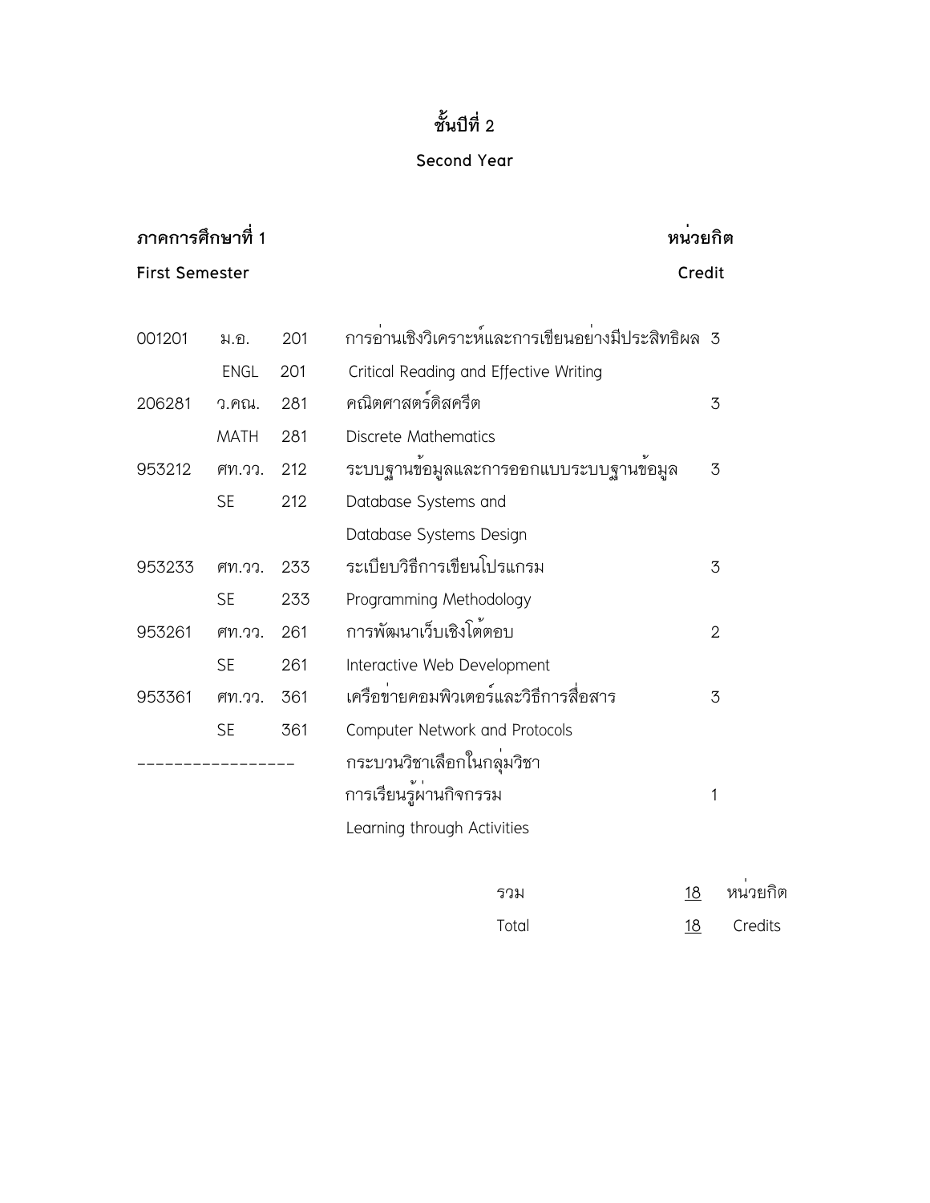# ชั้นปีที่ 2

## Second Year

| **ภาคการศึกษาที่ 1**<br>**First Semester** | | | | **หน่วยกิต**<br>**Credit** |
|---|---|---|---|---|
| 001201 | ม.อ. | 201 | การอ่านเชิงวิเคราะห์และการเขียนอย่างมีประสิทธิผล | 3 |
| | ENGL | 201 | Critical Reading and Effective Writing | |
| 206281 | ว.คณ. | 281 | คณิตศาสตร์ดิสครีต | 3 |
| | MATH | 281 | Discrete Mathematics | |
| 953212 | ศท.วว. | 212 | ระบบฐานข้อมูลและการออกแบบระบบฐานข้อมูล | 3 |
| | SE | 212 | Database Systems and Database Systems Design | |
| 953233 | ศท.วว. | 233 | ระเบียบวิธีการเขียนโปรแกรม | 3 |
| | SE | 233 | Programming Methodology | |
| 953261 | ศท.วว. | 261 | การพัฒนาเว็บเชิงโต้ตอบ | 2 |
| | SE | 261 | Interactive Web Development | |
| 953361 | ศท.วว. | 361 | เครือข่ายคอมพิวเตอร์และวิธีการสื่อสาร | 3 |
| | SE | 361 | Computer Network and Protocols | |
| ---------------- | | | กระบวนวิชาเลือกในกลุ่มวิชาการเรียนรู้ผ่านกิจกรรม | 1 |
| | | | Learning through Activities | |

รวม 18 หน่วยกิต

Total 18 Credits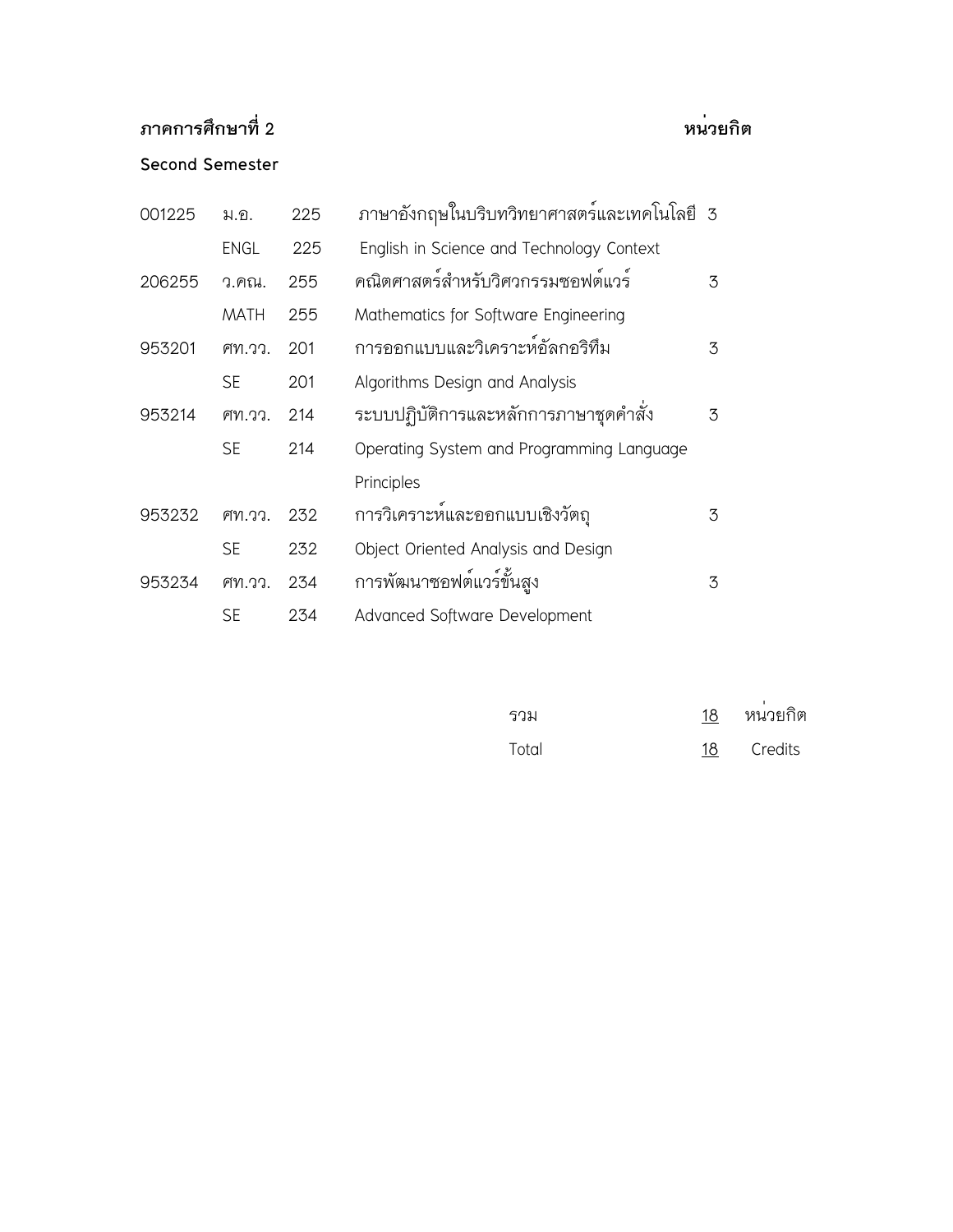**ภาคการศึกษาที่ 2** **หน่วยกิต**

**Second Semester**

| | | | | |
|---|---|---|---|---|
| 001225 | ม.อ. | 225 | ภาษาอังกฤษในบริบทวิทยาศาสตร์และเทคโนโลยี | 3 |
| | ENGL | 225 | English in Science and Technology Context | |
| 206255 | ว.คณ. | 255 | คณิตศาสตร์สำหรับวิศวกรรมซอฟต์แวร์ | 3 |
| | MATH | 255 | Mathematics for Software Engineering | |
| 953201 | ศท.วว. | 201 | การออกแบบและวิเคราะห์อัลกอริทึม | 3 |
| | SE | 201 | Algorithms Design and Analysis | |
| 953214 | ศท.วว. | 214 | ระบบปฏิบัติการและหลักการภาษาชุดคำสั่ง | 3 |
| | SE | 214 | Operating System and Programming Language Principles | |
| 953232 | ศท.วว. | 232 | การวิเคราะห์และออกแบบเชิงวัตถุ | 3 |
| | SE | 232 | Object Oriented Analysis and Design | |
| 953234 | ศท.วว. | 234 | การพัฒนาซอฟต์แวร์ขั้นสูง | 3 |
| | SE | 234 | Advanced Software Development | |

รวม 18 หน่วยกิต

Total 18 Credits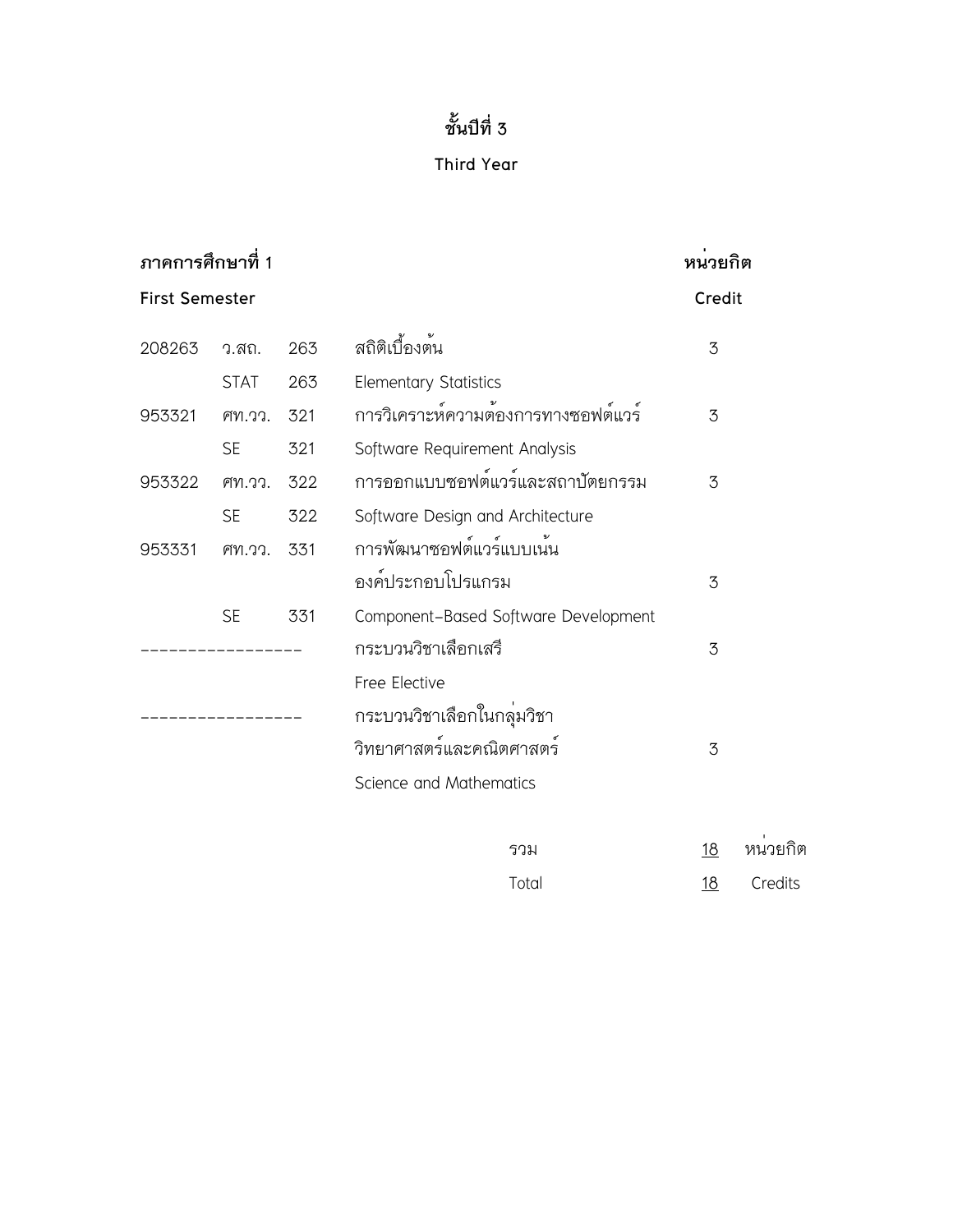# ชั้นปีที่ 3

## Third Year

**ภาคการศึกษาที่ 1** / **First Semester**

| | | | | หน่วยกิต Credit |
|---|---|---|---|---|
| 208263 | ว.สถ. | 263 | สถิติเบื้องต้น | 3 |
| | STAT | 263 | Elementary Statistics | |
| 953321 | ศท.วว. | 321 | การวิเคราะห์ความต้องการทางซอฟต์แวร์ | 3 |
| | SE | 321 | Software Requirement Analysis | |
| 953322 | ศท.วว. | 322 | การออกแบบซอฟต์แวร์และสถาปัตยกรรม | 3 |
| | SE | 322 | Software Design and Architecture | |
| 953331 | ศท.วว. | 331 | การพัฒนาซอฟต์แวร์แบบเน้นองค์ประกอบโปรแกรม | 3 |
| | SE | 331 | Component-Based Software Development | |
| ---------------- | | | กระบวนวิชาเลือกเสรี | 3 |
| | | | Free Elective | |
| ---------------- | | | กระบวนวิชาเลือกในกลุ่มวิชาวิทยาศาสตร์และคณิตศาสตร์ | 3 |
| | | | Science and Mathematics | |

| | | |
|---|---|---|
| รวม | 18 | หน่วยกิต |
| Total | 18 | Credits |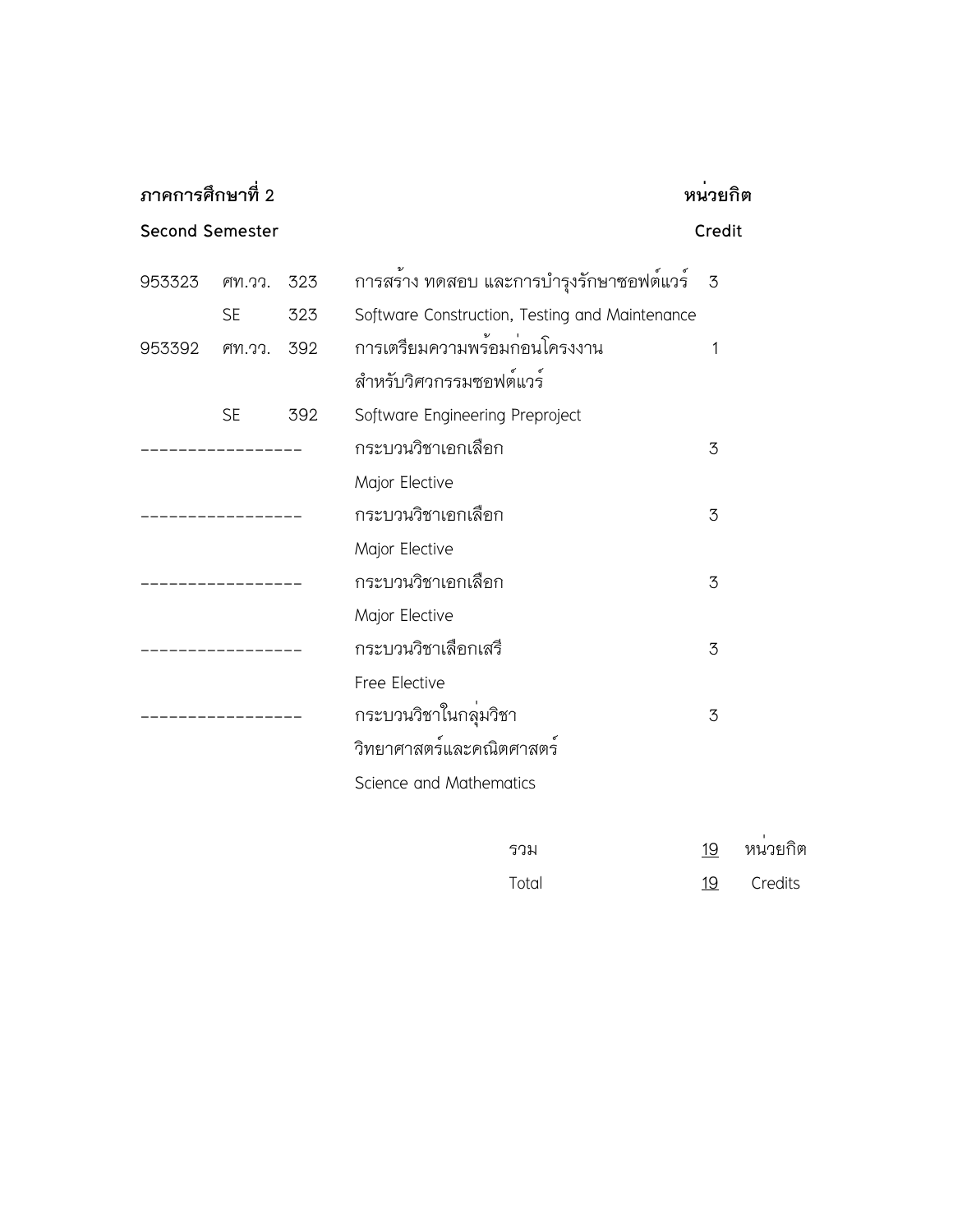**ภาคการศึกษาที่ 2**
**Second Semester**

| | | | | หน่วยกิต Credit |
|---|---|---|---|---|
| 953323 | ศท.วว. | 323 | การสร้าง ทดสอบ และการบำรุงรักษาซอฟต์แวร์ | 3 |
| | SE | 323 | Software Construction, Testing and Maintenance | |
| 953392 | ศท.วว. | 392 | การเตรียมความพร้อมก่อนโครงงานสำหรับวิศวกรรมซอฟต์แวร์ | 1 |
| | SE | 392 | Software Engineering Preproject | |
| ---------------- | | | กระบวนวิชาเอกเลือก | 3 |
| | | | Major Elective | |
| ---------------- | | | กระบวนวิชาเอกเลือก | 3 |
| | | | Major Elective | |
| ---------------- | | | กระบวนวิชาเอกเลือก | 3 |
| | | | Major Elective | |
| ---------------- | | | กระบวนวิชาเลือกเสรี | 3 |
| | | | Free Elective | |
| ---------------- | | | กระบวนวิชาในกลุ่มวิชาวิทยาศาสตร์และคณิตศาสตร์ | 3 |
| | | | Science and Mathematics | |

รวม 19 หน่วยกิต

Total 19 Credits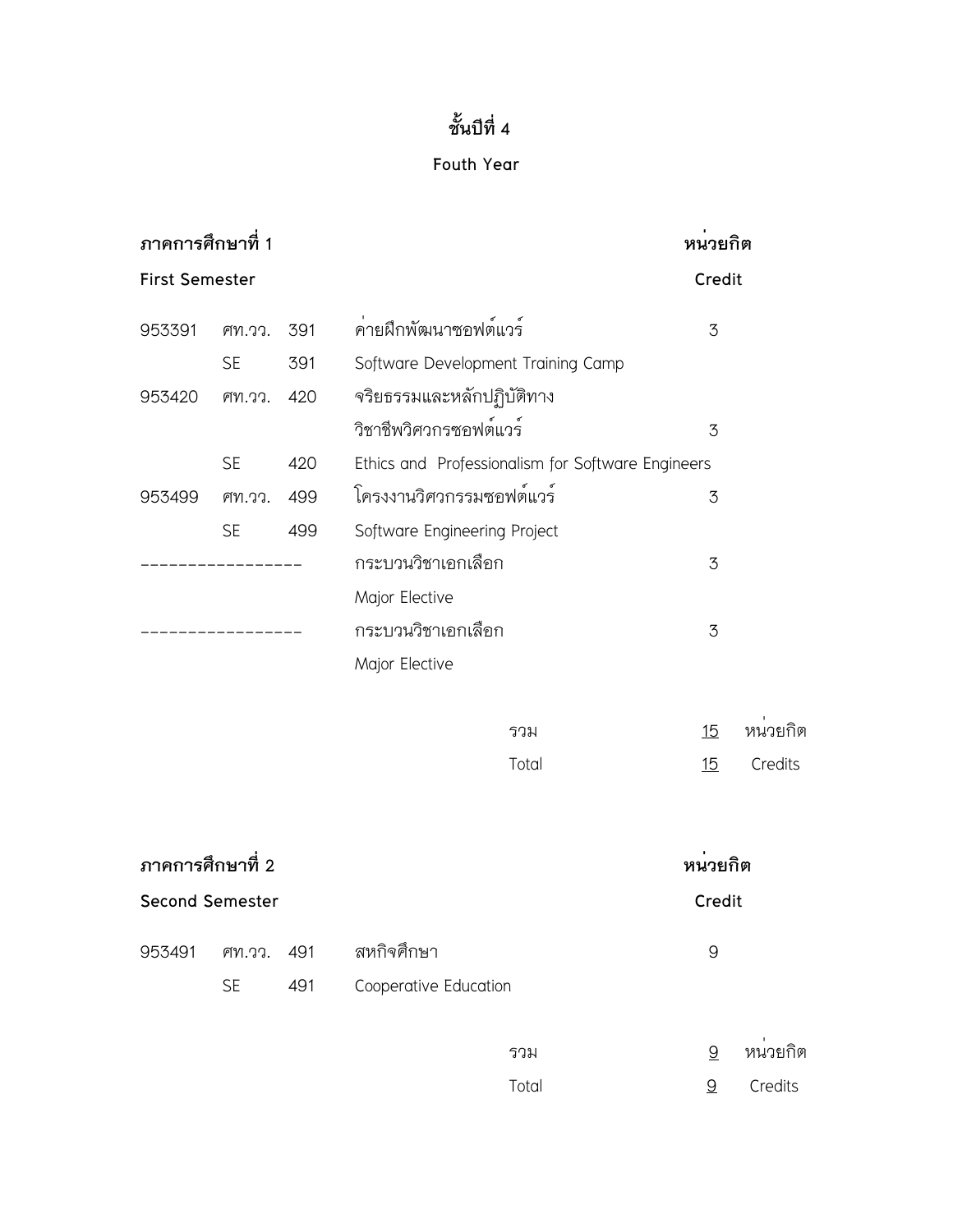# ชั้นปีที่ 4

## Fouth Year

### ภาคการศึกษาที่ 1
### First Semester

| | | | | หน่วยกิต Credit |
|---|---|---|---|---|
| 953391 | ศท.วว. | 391 | ค่ายฝึกพัฒนาซอฟต์แวร์ | 3 |
| | SE | 391 | Software Development Training Camp | |
| 953420 | ศท.วว. | 420 | จริยธรรมและหลักปฏิบัติทางวิชาชีพวิศวกรซอฟต์แวร์ | 3 |
| | SE | 420 | Ethics and Professionalism for Software Engineers | |
| 953499 | ศท.วว. | 499 | โครงงานวิศวกรรมซอฟต์แวร์ | 3 |
| | SE | 499 | Software Engineering Project | |
| ----------------- | | | กระบวนวิชาเอกเลือก | 3 |
| | | | Major Elective | |
| ----------------- | | | กระบวนวิชาเอกเลือก | 3 |
| | | | Major Elective | |

รวม 15 หน่วยกิต

Total 15 Credits

### ภาคการศึกษาที่ 2
### Second Semester

| | | | | หน่วยกิต Credit |
|---|---|---|---|---|
| 953491 | ศท.วว. | 491 | สหกิจศึกษา | 9 |
| | SE | 491 | Cooperative Education | |

รวม 9 หน่วยกิต

Total 9 Credits